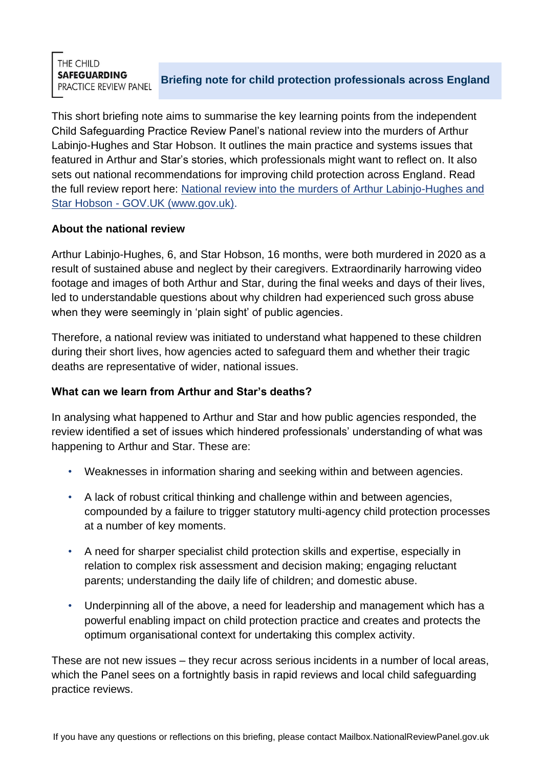THE CHILD **SAFEGUARDING** PRACTICE REVIEW PANEL

# Briefing note for child protection professionals across England

This short briefing note aims to summarise the key learning points from the independent Child Safeguarding Practice Review Panel's national review into the murders of Arthur Labinjo-Hughes and Star Hobson. It outlines the main practice and systems issues that featured in Arthur and Star's stories, which professionals might want to reflect on. It also sets out national recommendations for improving child protection across England. Read the full review report here: [National review into the murders of Arthur Labinjo-Hughes and Star Hobson - GOV.UK (www.gov.uk)](http://www.gov.uk).

**About the national review**

Arthur Labinjo-Hughes, 6, and Star Hobson, 16 months, were both murdered in 2020 as a result of sustained abuse and neglect by their caregivers. Extraordinarily harrowing video footage and images of both Arthur and Star, during the final weeks and days of their lives, led to understandable questions about why children had experienced such gross abuse when they were seemingly in 'plain sight' of public agencies.

Therefore, a national review was initiated to understand what happened to these children during their short lives, how agencies acted to safeguard them and whether their tragic deaths are representative of wider, national issues.

**What can we learn from Arthur and Star's deaths?**

In analysing what happened to Arthur and Star and how public agencies responded, the review identified a set of issues which hindered professionals' understanding of what was happening to Arthur and Star. These are:

- Weaknesses in information sharing and seeking within and between agencies.
- A lack of robust critical thinking and challenge within and between agencies, compounded by a failure to trigger statutory multi-agency child protection processes at a number of key moments.
- A need for sharper specialist child protection skills and expertise, especially in relation to complex risk assessment and decision making; engaging reluctant parents; understanding the daily life of children; and domestic abuse.
- Underpinning all of the above, a need for leadership and management which has a powerful enabling impact on child protection practice and creates and protects the optimum organisational context for undertaking this complex activity.

These are not new issues – they recur across serious incidents in a number of local areas, which the Panel sees on a fortnightly basis in rapid reviews and local child safeguarding practice reviews.

If you have any questions or reflections on this briefing, please contact Mailbox.NationalReviewPanel.gov.uk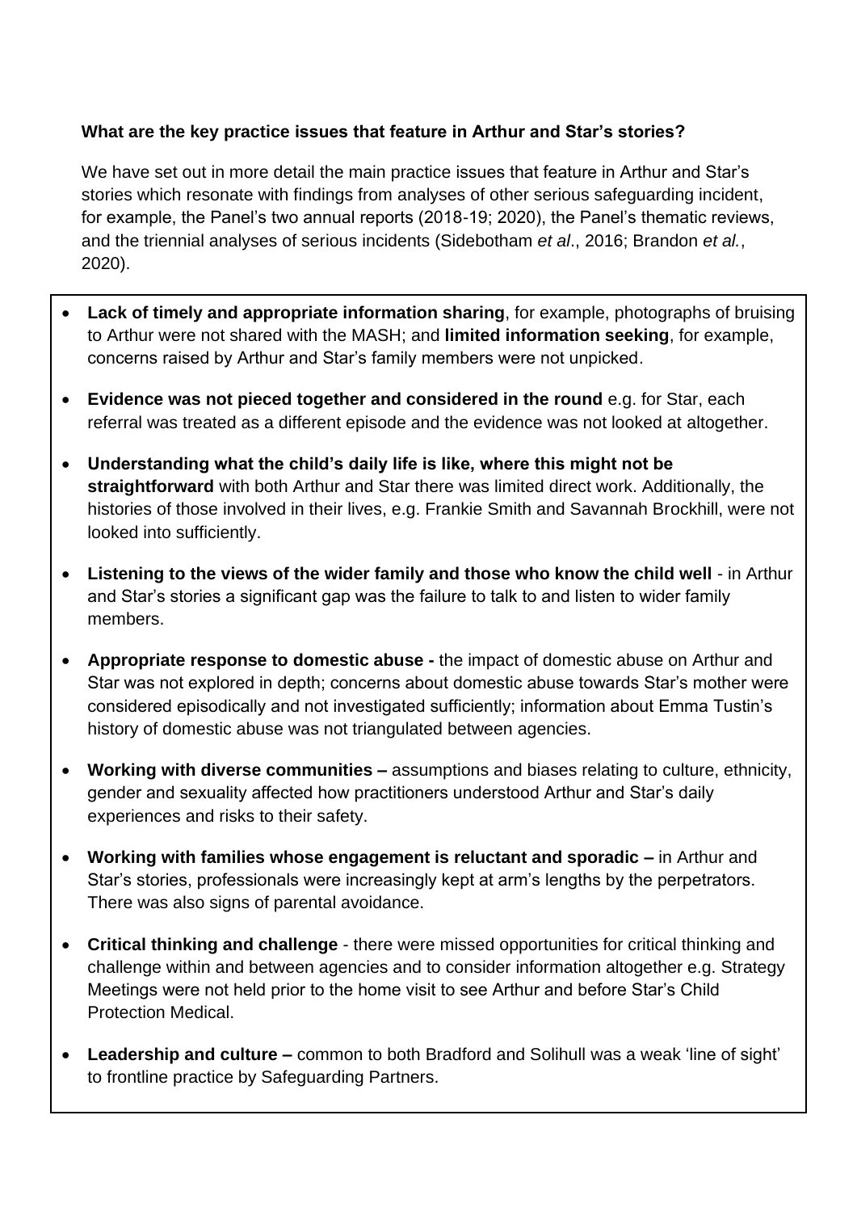**What are the key practice issues that feature in Arthur and Star's stories?**

We have set out in more detail the main practice issues that feature in Arthur and Star's stories which resonate with findings from analyses of other serious safeguarding incident, for example, the Panel's two annual reports (2018-19; 2020), the Panel's thematic reviews, and the triennial analyses of serious incidents (Sidebotham *et al*., 2016; Brandon *et al.*, 2020).

- **Lack of timely and appropriate information sharing**, for example, photographs of bruising to Arthur were not shared with the MASH; and **limited information seeking**, for example, concerns raised by Arthur and Star's family members were not unpicked.
- **Evidence was not pieced together and considered in the round** e.g. for Star, each referral was treated as a different episode and the evidence was not looked at altogether.
- **Understanding what the child's daily life is like, where this might not be straightforward** with both Arthur and Star there was limited direct work. Additionally, the histories of those involved in their lives, e.g. Frankie Smith and Savannah Brockhill, were not looked into sufficiently.
- **Listening to the views of the wider family and those who know the child well** - in Arthur and Star's stories a significant gap was the failure to talk to and listen to wider family members.
- **Appropriate response to domestic abuse -** the impact of domestic abuse on Arthur and Star was not explored in depth; concerns about domestic abuse towards Star's mother were considered episodically and not investigated sufficiently; information about Emma Tustin's history of domestic abuse was not triangulated between agencies.
- **Working with diverse communities –** assumptions and biases relating to culture, ethnicity, gender and sexuality affected how practitioners understood Arthur and Star's daily experiences and risks to their safety.
- **Working with families whose engagement is reluctant and sporadic –** in Arthur and Star's stories, professionals were increasingly kept at arm's lengths by the perpetrators. There was also signs of parental avoidance.
- **Critical thinking and challenge** - there were missed opportunities for critical thinking and challenge within and between agencies and to consider information altogether e.g. Strategy Meetings were not held prior to the home visit to see Arthur and before Star's Child Protection Medical.
- **Leadership and culture –** common to both Bradford and Solihull was a weak 'line of sight' to frontline practice by Safeguarding Partners.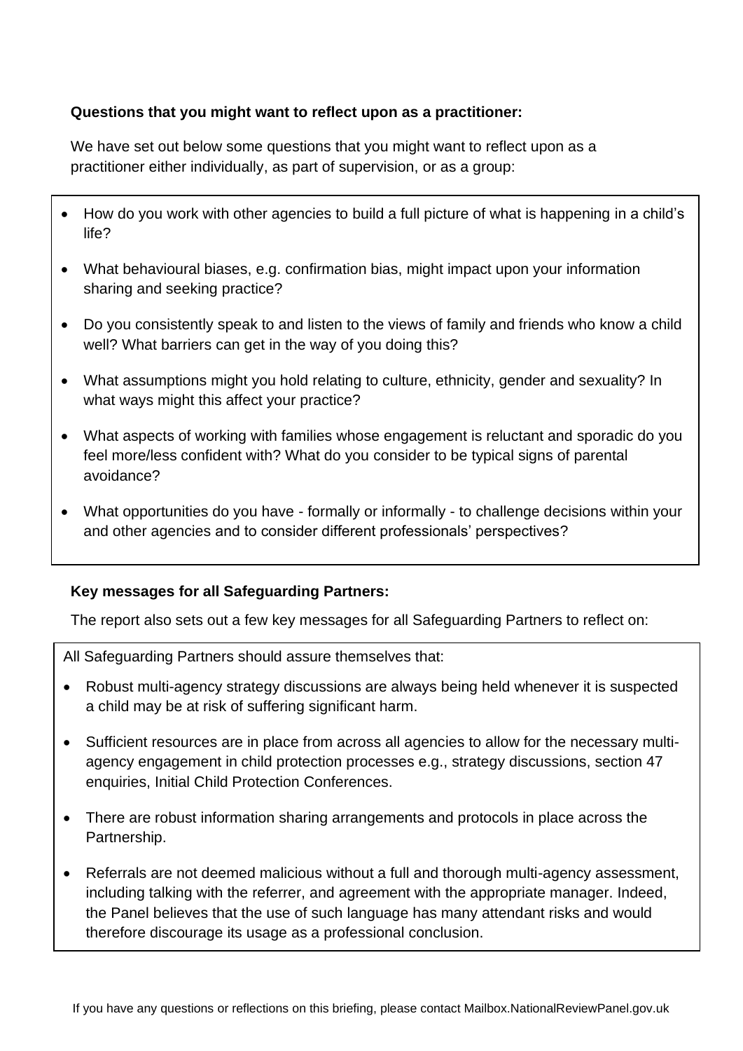**Questions that you might want to reflect upon as a practitioner:**

We have set out below some questions that you might want to reflect upon as a practitioner either individually, as part of supervision, or as a group:

- How do you work with other agencies to build a full picture of what is happening in a child's life?
- What behavioural biases, e.g. confirmation bias, might impact upon your information sharing and seeking practice?
- Do you consistently speak to and listen to the views of family and friends who know a child well? What barriers can get in the way of you doing this?
- What assumptions might you hold relating to culture, ethnicity, gender and sexuality? In what ways might this affect your practice?
- What aspects of working with families whose engagement is reluctant and sporadic do you feel more/less confident with? What do you consider to be typical signs of parental avoidance?
- What opportunities do you have - formally or informally - to challenge decisions within your and other agencies and to consider different professionals' perspectives?

**Key messages for all Safeguarding Partners:**

The report also sets out a few key messages for all Safeguarding Partners to reflect on:

All Safeguarding Partners should assure themselves that:

- Robust multi-agency strategy discussions are always being held whenever it is suspected a child may be at risk of suffering significant harm.
- Sufficient resources are in place from across all agencies to allow for the necessary multi-agency engagement in child protection processes e.g., strategy discussions, section 47 enquiries, Initial Child Protection Conferences.
- There are robust information sharing arrangements and protocols in place across the Partnership.
- Referrals are not deemed malicious without a full and thorough multi-agency assessment, including talking with the referrer, and agreement with the appropriate manager. Indeed, the Panel believes that the use of such language has many attendant risks and would therefore discourage its usage as a professional conclusion.

If you have any questions or reflections on this briefing, please contact Mailbox.NationalReviewPanel.gov.uk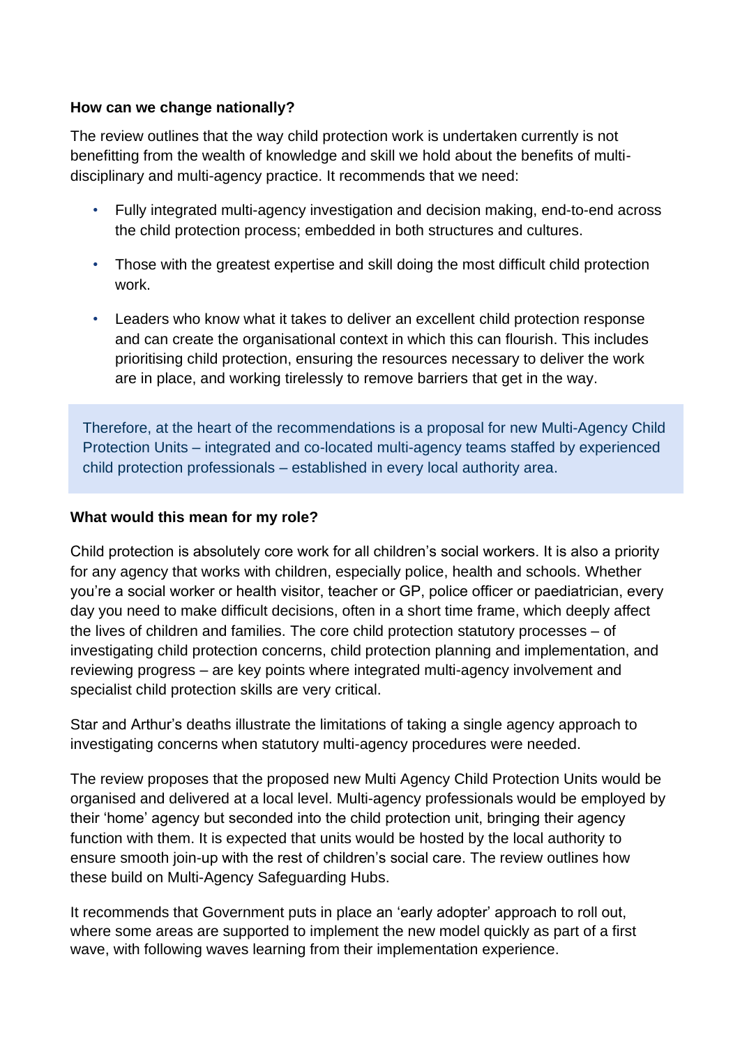**How can we change nationally?**

The review outlines that the way child protection work is undertaken currently is not benefitting from the wealth of knowledge and skill we hold about the benefits of multi-disciplinary and multi-agency practice. It recommends that we need:

- Fully integrated multi-agency investigation and decision making, end-to-end across the child protection process; embedded in both structures and cultures.
- Those with the greatest expertise and skill doing the most difficult child protection work.
- Leaders who know what it takes to deliver an excellent child protection response and can create the organisational context in which this can flourish. This includes prioritising child protection, ensuring the resources necessary to deliver the work are in place, and working tirelessly to remove barriers that get in the way.

> Therefore, at the heart of the recommendations is a proposal for new Multi-Agency Child Protection Units – integrated and co-located multi-agency teams staffed by experienced child protection professionals – established in every local authority area.

**What would this mean for my role?**

Child protection is absolutely core work for all children's social workers. It is also a priority for any agency that works with children, especially police, health and schools. Whether you're a social worker or health visitor, teacher or GP, police officer or paediatrician, every day you need to make difficult decisions, often in a short time frame, which deeply affect the lives of children and families. The core child protection statutory processes – of investigating child protection concerns, child protection planning and implementation, and reviewing progress – are key points where integrated multi-agency involvement and specialist child protection skills are very critical.

Star and Arthur's deaths illustrate the limitations of taking a single agency approach to investigating concerns when statutory multi-agency procedures were needed.

The review proposes that the proposed new Multi Agency Child Protection Units would be organised and delivered at a local level. Multi-agency professionals would be employed by their 'home' agency but seconded into the child protection unit, bringing their agency function with them. It is expected that units would be hosted by the local authority to ensure smooth join-up with the rest of children's social care. The review outlines how these build on Multi-Agency Safeguarding Hubs.

It recommends that Government puts in place an 'early adopter' approach to roll out, where some areas are supported to implement the new model quickly as part of a first wave, with following waves learning from their implementation experience.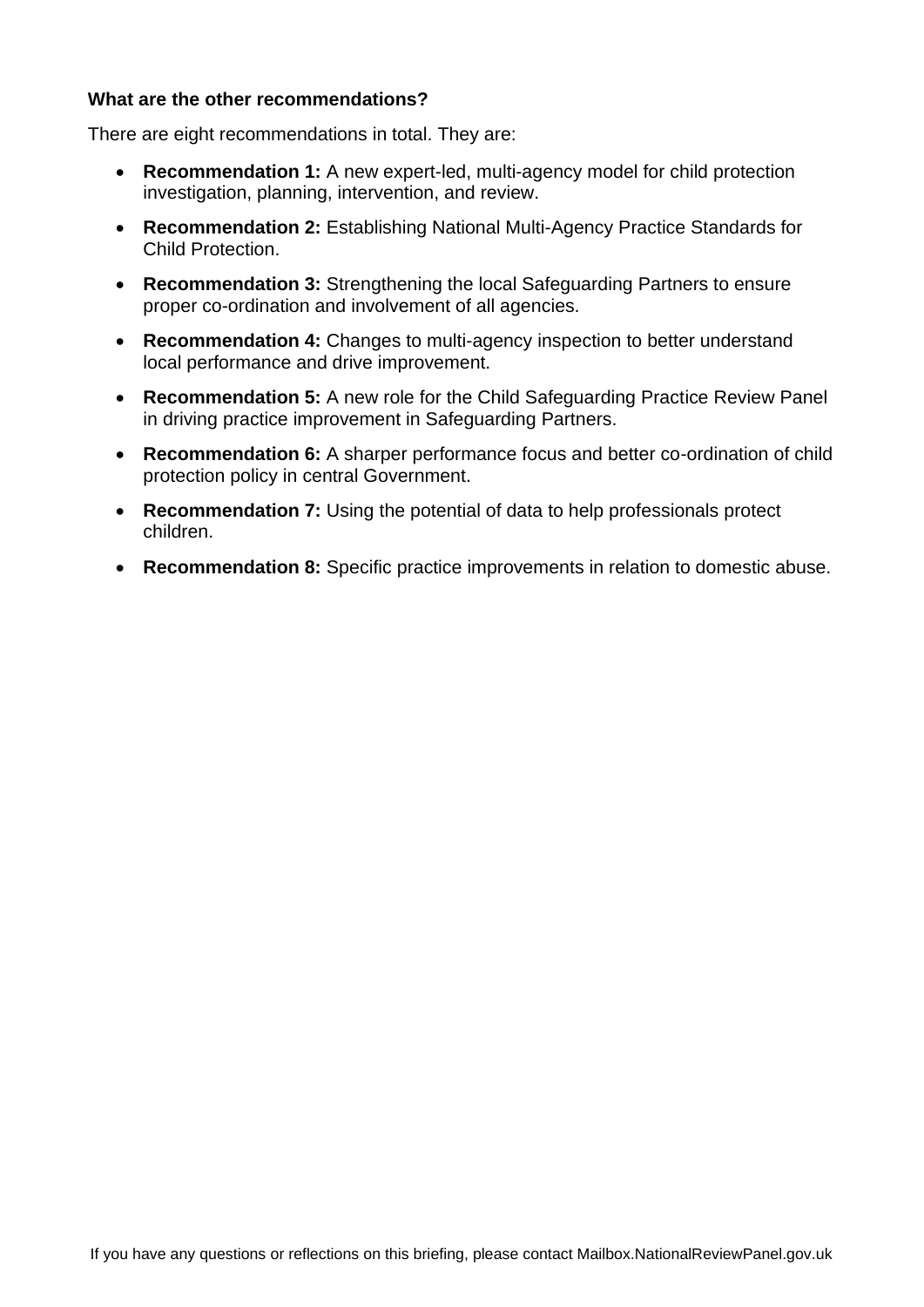**What are the other recommendations?**

There are eight recommendations in total. They are:

- **Recommendation 1:** A new expert-led, multi-agency model for child protection investigation, planning, intervention, and review.
- **Recommendation 2:** Establishing National Multi-Agency Practice Standards for Child Protection.
- **Recommendation 3:** Strengthening the local Safeguarding Partners to ensure proper co-ordination and involvement of all agencies.
- **Recommendation 4:** Changes to multi-agency inspection to better understand local performance and drive improvement.
- **Recommendation 5:** A new role for the Child Safeguarding Practice Review Panel in driving practice improvement in Safeguarding Partners.
- **Recommendation 6:** A sharper performance focus and better co-ordination of child protection policy in central Government.
- **Recommendation 7:** Using the potential of data to help professionals protect children.
- **Recommendation 8:** Specific practice improvements in relation to domestic abuse.

If you have any questions or reflections on this briefing, please contact Mailbox.NationalReviewPanel.gov.uk